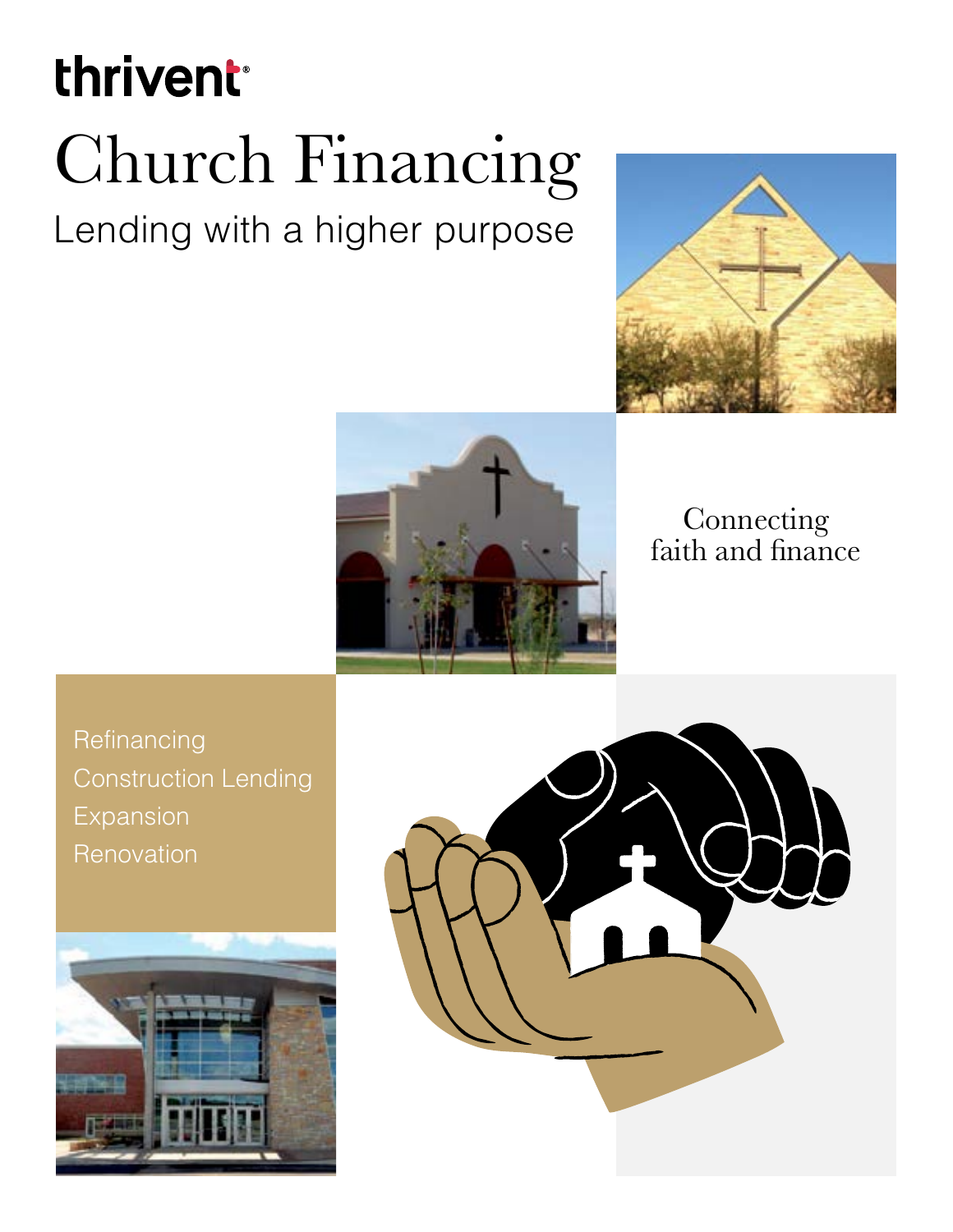thrivent

# Church Financing

## Lending with a higher purpose

Connecting faith and finance

- Refinancing
- Construction Lending
- Expansion
- Renovation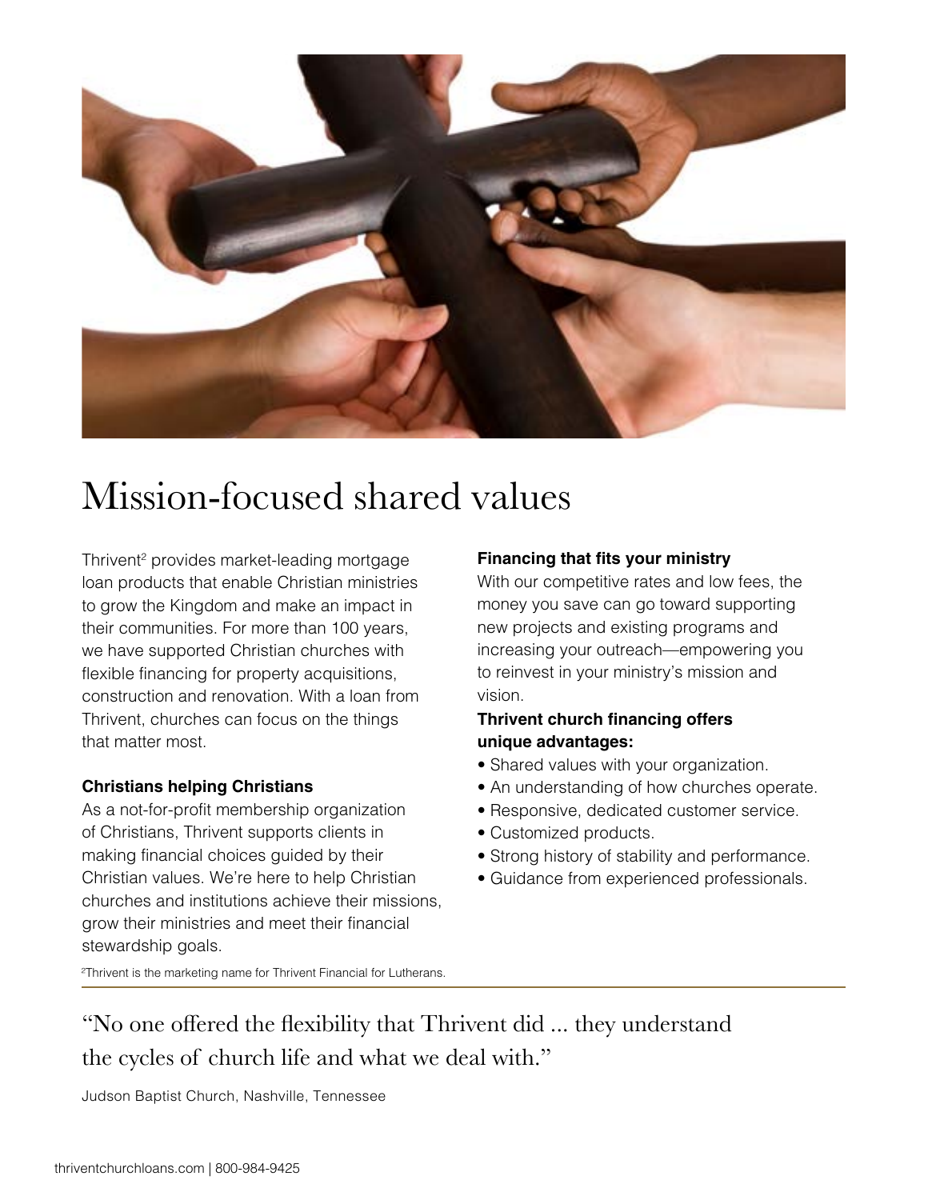# Mission-focused shared values

Thrivent[2] provides market-leading mortgage loan products that enable Christian ministries to grow the Kingdom and make an impact in their communities. For more than 100 years, we have supported Christian churches with flexible financing for property acquisitions, construction and renovation. With a loan from Thrivent, churches can focus on the things that matter most.

**Christians helping Christians**

As a not-for-profit membership organization of Christians, Thrivent supports clients in making financial choices guided by their Christian values. We're here to help Christian churches and institutions achieve their missions, grow their ministries and meet their financial stewardship goals.

**Financing that fits your ministry**

With our competitive rates and low fees, the money you save can go toward supporting new projects and existing programs and increasing your outreach—empowering you to reinvest in your ministry's mission and vision.

**Thrivent church financing offers unique advantages:**

- Shared values with your organization.
- An understanding of how churches operate.
- Responsive, dedicated customer service.
- Customized products.
- Strong history of stability and performance.
- Guidance from experienced professionals.

[2]Thrivent is the marketing name for Thrivent Financial for Lutherans.

"No one offered the flexibility that Thrivent did ... they understand the cycles of church life and what we deal with."

Judson Baptist Church, Nashville, Tennessee

thriventchurchloans.com | 800-984-9425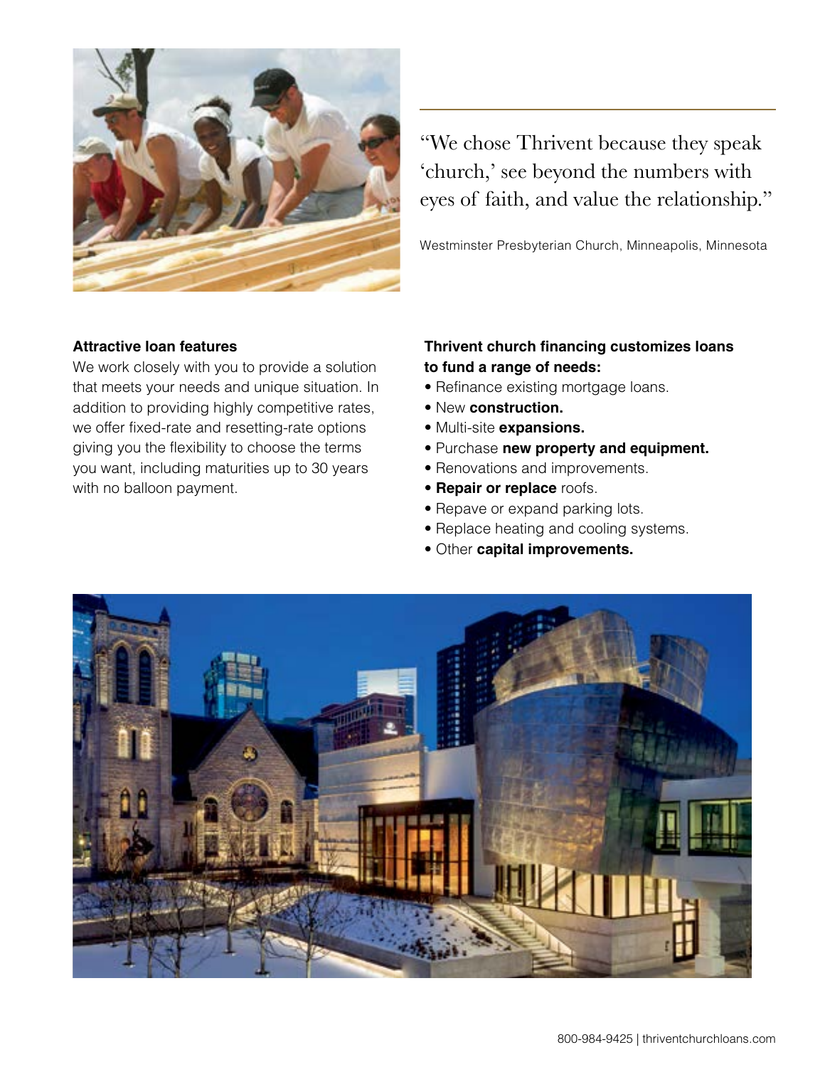"We chose Thrivent because they speak 'church,' see beyond the numbers with eyes of faith, and value the relationship."

Westminster Presbyterian Church, Minneapolis, Minnesota

**Attractive loan features**

We work closely with you to provide a solution that meets your needs and unique situation. In addition to providing highly competitive rates, we offer fixed-rate and resetting-rate options giving you the flexibility to choose the terms you want, including maturities up to 30 years with no balloon payment.

**Thrivent church financing customizes loans to fund a range of needs:**

- Refinance existing mortgage loans.
- New **construction.**
- Multi-site **expansions.**
- Purchase **new property and equipment.**
- Renovations and improvements.
- **Repair or replace** roofs.
- Repave or expand parking lots.
- Replace heating and cooling systems.
- Other **capital improvements.**

800-984-9425 | thriventchurchloans.com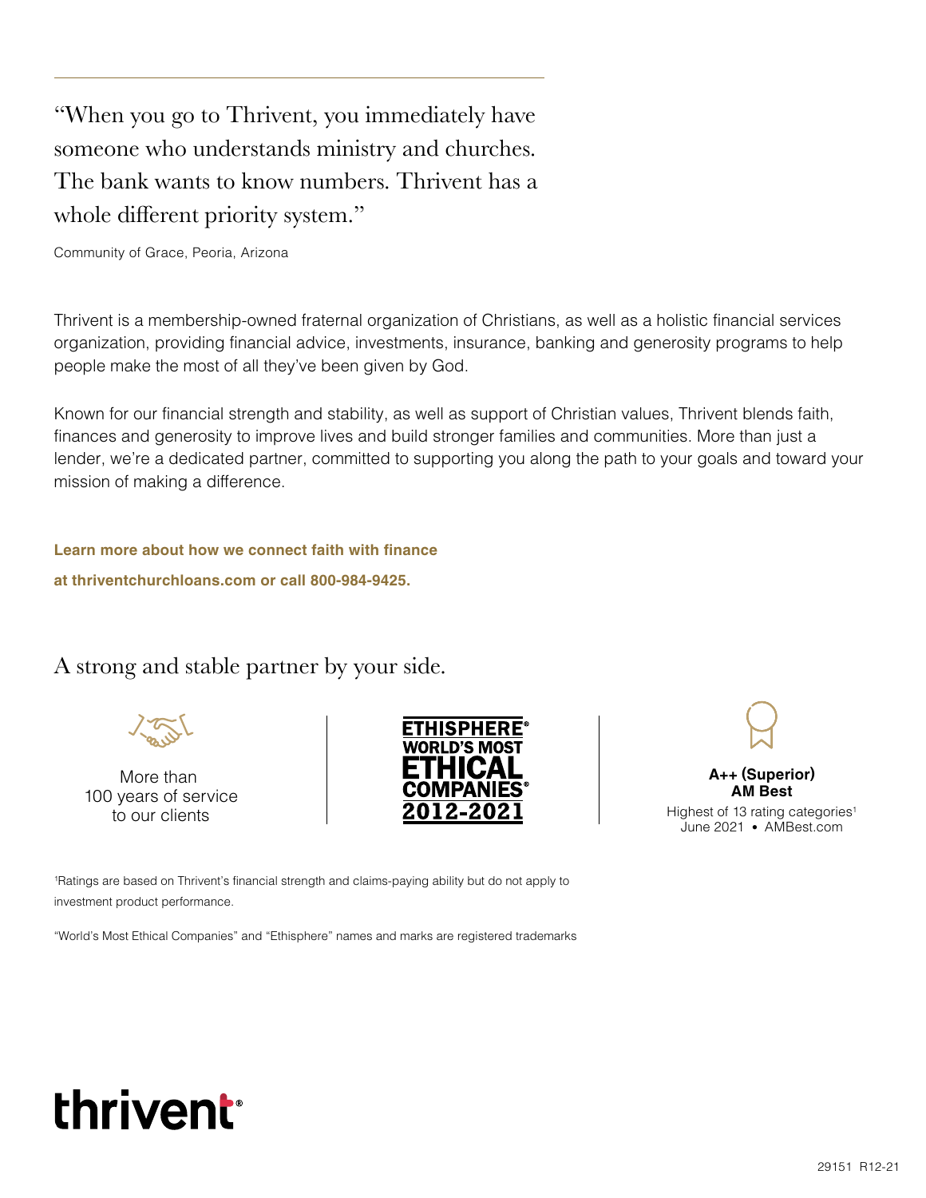> "When you go to Thrivent, you immediately have someone who understands ministry and churches. The bank wants to know numbers. Thrivent has a whole different priority system."

Community of Grace, Peoria, Arizona

Thrivent is a membership-owned fraternal organization of Christians, as well as a holistic financial services organization, providing financial advice, investments, insurance, banking and generosity programs to help people make the most of all they've been given by God.

Known for our financial strength and stability, as well as support of Christian values, Thrivent blends faith, finances and generosity to improve lives and build stronger families and communities. More than just a lender, we're a dedicated partner, committed to supporting you along the path to your goals and toward your mission of making a difference.

**Learn more about how we connect faith with finance at thriventchurchloans.com or call 800-984-9425.**

## A strong and stable partner by your side.

More than 100 years of service to our clients

ETHISPHERE® WORLD'S MOST ETHICAL COMPANIES® 2012-2021

**A++ (Superior) AM Best**
Highest of 13 rating categories[1]
June 2021 • AMBest.com

[1]Ratings are based on Thrivent's financial strength and claims-paying ability but do not apply to investment product performance.

"World's Most Ethical Companies" and "Ethisphere" names and marks are registered trademarks

thrivent®

29151 R12-21